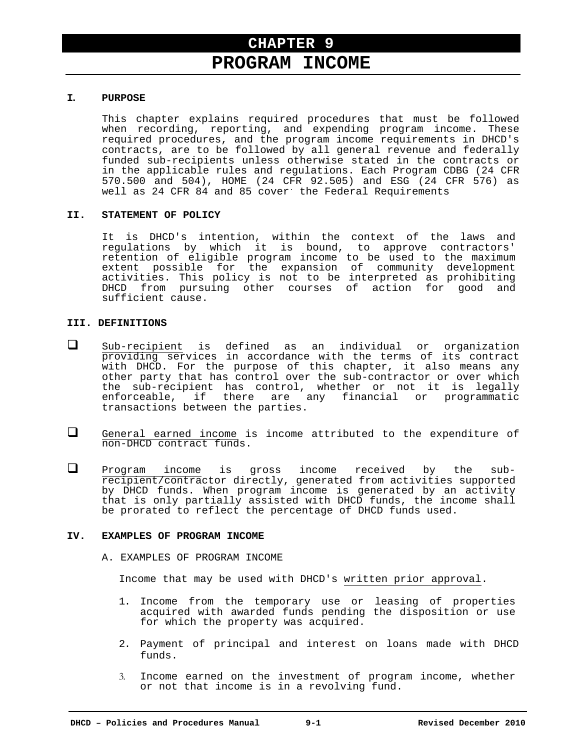# CHAPTER 9
# PROGRAM INCOME

## I. PURPOSE

This chapter explains required procedures that must be followed when recording, reporting, and expending program income. These required procedures, and the program income requirements in DHCD's contracts, are to be followed by all general revenue and federally funded sub-recipients unless otherwise stated in the contracts or in the applicable rules and regulations. Each Program CDBG (24 CFR 570.500 and 504), HOME (24 CFR 92.505) and ESG (24 CFR 576) as well as 24 CFR 84 and 85 cover the Federal Requirements

## II. STATEMENT OF POLICY

It is DHCD's intention, within the context of the laws and regulations by which it is bound, to approve contractors' retention of eligible program income to be used to the maximum extent possible for the expansion of community development activities. This policy is not to be interpreted as prohibiting DHCD from pursuing other courses of action for good and sufficient cause.

## III. DEFINITIONS

- Sub-recipient is defined as an individual or organization providing services in accordance with the terms of its contract with DHCD. For the purpose of this chapter, it also means any other party that has control over the sub-contractor or over which the sub-recipient has control, whether or not it is legally enforceable, if there are any financial or programmatic transactions between the parties.

- General earned income is income attributed to the expenditure of non-DHCD contract funds.

- Program income is gross income received by the sub-recipient/contractor directly, generated from activities supported by DHCD funds. When program income is generated by an activity that is only partially assisted with DHCD funds, the income shall be prorated to reflect the percentage of DHCD funds used.

## IV. EXAMPLES OF PROGRAM INCOME

A. EXAMPLES OF PROGRAM INCOME

Income that may be used with DHCD's written prior approval.

1. Income from the temporary use or leasing of properties acquired with awarded funds pending the disposition or use for which the property was acquired.

2. Payment of principal and interest on loans made with DHCD funds.

3. Income earned on the investment of program income, whether or not that income is in a revolving fund.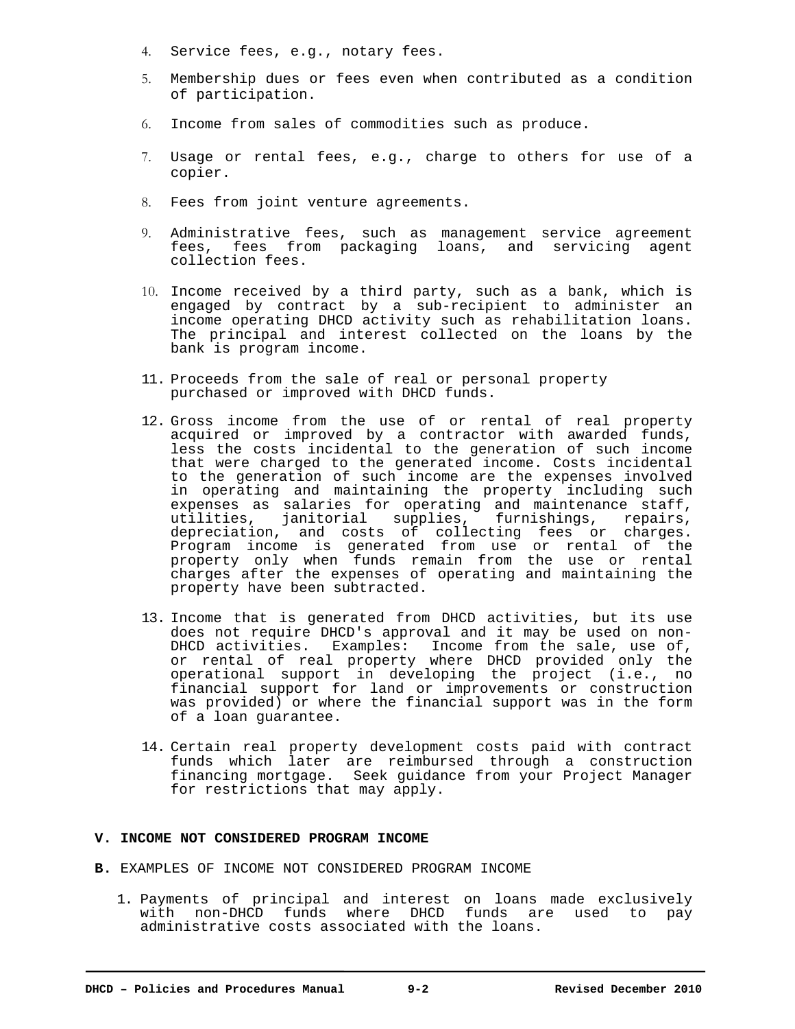4. Service fees, e.g., notary fees.

5. Membership dues or fees even when contributed as a condition of participation.

6. Income from sales of commodities such as produce.

7. Usage or rental fees, e.g., charge to others for use of a copier.

8. Fees from joint venture agreements.

9. Administrative fees, such as management service agreement fees, fees from packaging loans, and servicing agent collection fees.

10. Income received by a third party, such as a bank, which is engaged by contract by a sub-recipient to administer an income operating DHCD activity such as rehabilitation loans. The principal and interest collected on the loans by the bank is program income.

11. Proceeds from the sale of real or personal property purchased or improved with DHCD funds.

12. Gross income from the use of or rental of real property acquired or improved by a contractor with awarded funds, less the costs incidental to the generation of such income that were charged to the generated income. Costs incidental to the generation of such income are the expenses involved in operating and maintaining the property including such expenses as salaries for operating and maintenance staff, utilities, janitorial supplies, furnishings, repairs, depreciation, and costs of collecting fees or charges. Program income is generated from use or rental of the property only when funds remain from the use or rental charges after the expenses of operating and maintaining the property have been subtracted.

13. Income that is generated from DHCD activities, but its use does not require DHCD's approval and it may be used on non-DHCD activities. Examples: Income from the sale, use of, or rental of real property where DHCD provided only the operational support in developing the project (i.e., no financial support for land or improvements or construction was provided) or where the financial support was in the form of a loan guarantee.

14. Certain real property development costs paid with contract funds which later are reimbursed through a construction financing mortgage. Seek guidance from your Project Manager for restrictions that may apply.

## V. INCOME NOT CONSIDERED PROGRAM INCOME

**B.** EXAMPLES OF INCOME NOT CONSIDERED PROGRAM INCOME

1. Payments of principal and interest on loans made exclusively with non-DHCD funds where DHCD funds are used to pay administrative costs associated with the loans.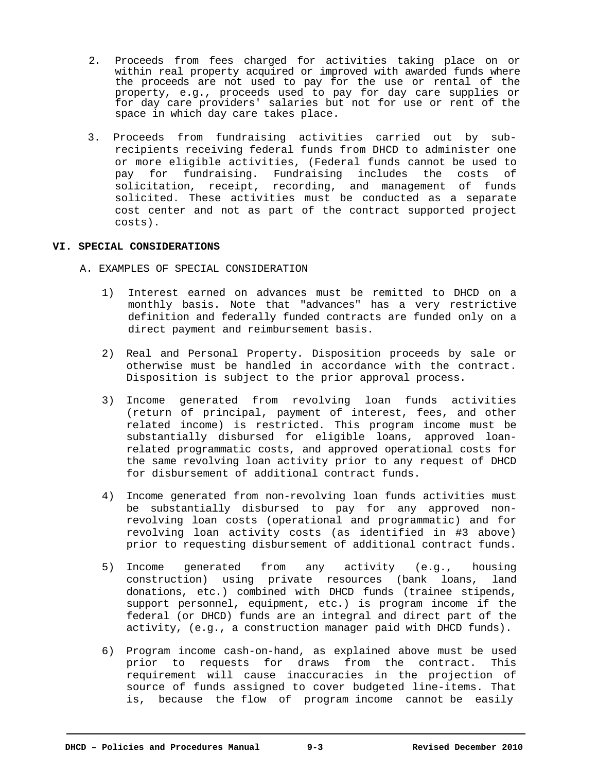2. Proceeds from fees charged for activities taking place on or within real property acquired or improved with awarded funds where the proceeds are not used to pay for the use or rental of the property, e.g., proceeds used to pay for day care supplies or for day care providers' salaries but not for use or rent of the space in which day care takes place.

3. Proceeds from fundraising activities carried out by sub-recipients receiving federal funds from DHCD to administer one or more eligible activities, (Federal funds cannot be used to pay for fundraising. Fundraising includes the costs of solicitation, receipt, recording, and management of funds solicited. These activities must be conducted as a separate cost center and not as part of the contract supported project costs).

## VI. SPECIAL CONSIDERATIONS

### A. EXAMPLES OF SPECIAL CONSIDERATION

1) Interest earned on advances must be remitted to DHCD on a monthly basis. Note that "advances" has a very restrictive definition and federally funded contracts are funded only on a direct payment and reimbursement basis.

2) Real and Personal Property. Disposition proceeds by sale or otherwise must be handled in accordance with the contract. Disposition is subject to the prior approval process.

3) Income generated from revolving loan funds activities (return of principal, payment of interest, fees, and other related income) is restricted. This program income must be substantially disbursed for eligible loans, approved loan-related programmatic costs, and approved operational costs for the same revolving loan activity prior to any request of DHCD for disbursement of additional contract funds.

4) Income generated from non-revolving loan funds activities must be substantially disbursed to pay for any approved non-revolving loan costs (operational and programmatic) and for revolving loan activity costs (as identified in #3 above) prior to requesting disbursement of additional contract funds.

5) Income generated from any activity (e.g., housing construction) using private resources (bank loans, land donations, etc.) combined with DHCD funds (trainee stipends, support personnel, equipment, etc.) is program income if the federal (or DHCD) funds are an integral and direct part of the activity, (e.g., a construction manager paid with DHCD funds).

6) Program income cash-on-hand, as explained above must be used prior to requests for draws from the contract. This requirement will cause inaccuracies in the projection of source of funds assigned to cover budgeted line-items. That is, because the flow of program income cannot be easily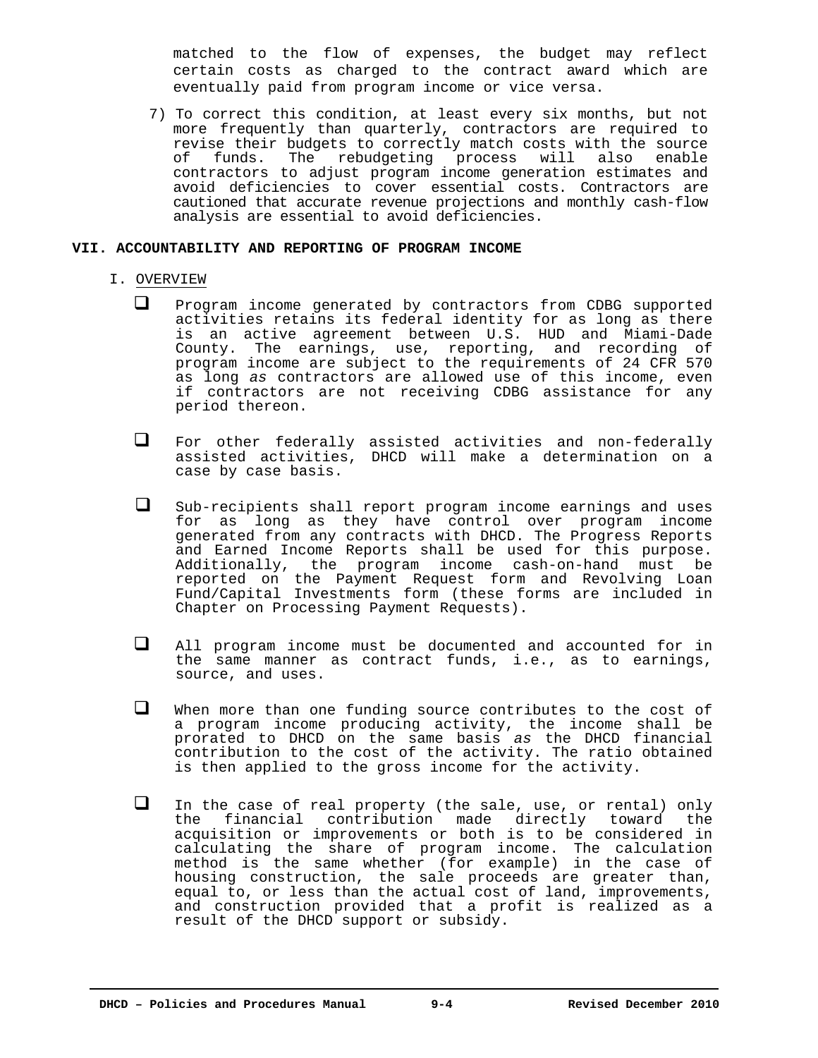matched to the flow of expenses, the budget may reflect certain costs as charged to the contract award which are eventually paid from program income or vice versa.

7) To correct this condition, at least every six months, but not more frequently than quarterly, contractors are required to revise their budgets to correctly match costs with the source of funds. The rebudgeting process will also enable contractors to adjust program income generation estimates and avoid deficiencies to cover essential costs. Contractors are cautioned that accurate revenue projections and monthly cash-flow analysis are essential to avoid deficiencies.

## VII. ACCOUNTABILITY AND REPORTING OF PROGRAM INCOME

### I. OVERVIEW

- Program income generated by contractors from CDBG supported activities retains its federal identity for as long as there is an active agreement between U.S. HUD and Miami-Dade County. The earnings, use, reporting, and recording of program income are subject to the requirements of 24 CFR 570 as long *as* contractors are allowed use of this income, even if contractors are not receiving CDBG assistance for any period thereon.

- For other federally assisted activities and non-federally assisted activities, DHCD will make a determination on a case by case basis.

- Sub-recipients shall report program income earnings and uses for as long as they have control over program income generated from any contracts with DHCD. The Progress Reports and Earned Income Reports shall be used for this purpose. Additionally, the program income cash-on-hand must be reported on the Payment Request form and Revolving Loan Fund/Capital Investments form (these forms are included in Chapter on Processing Payment Requests).

- All program income must be documented and accounted for in the same manner as contract funds, i.e., as to earnings, source, and uses.

- When more than one funding source contributes to the cost of a program income producing activity, the income shall be prorated to DHCD on the same basis *as* the DHCD financial contribution to the cost of the activity. The ratio obtained is then applied to the gross income for the activity.

- In the case of real property (the sale, use, or rental) only the financial contribution made directly toward the acquisition or improvements or both is to be considered in calculating the share of program income. The calculation method is the same whether (for example) in the case of housing construction, the sale proceeds are greater than, equal to, or less than the actual cost of land, improvements, and construction provided that a profit is realized as a result of the DHCD support or subsidy.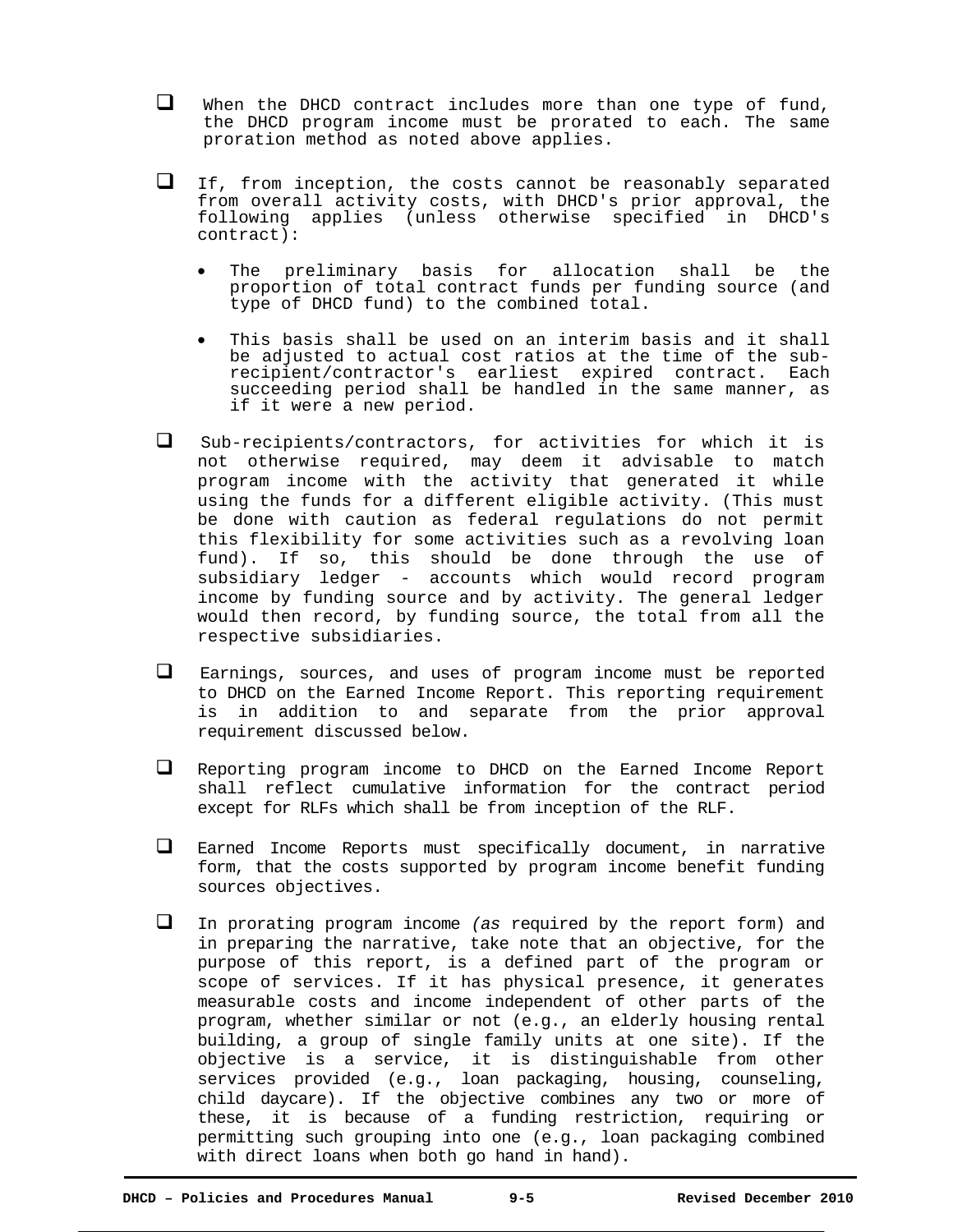- When the DHCD contract includes more than one type of fund, the DHCD program income must be prorated to each. The same proration method as noted above applies.

- If, from inception, the costs cannot be reasonably separated from overall activity costs, with DHCD's prior approval, the following applies (unless otherwise specified in DHCD's contract):

  - The preliminary basis for allocation shall be the proportion of total contract funds per funding source (and type of DHCD fund) to the combined total.

  - This basis shall be used on an interim basis and it shall be adjusted to actual cost ratios at the time of the sub-recipient/contractor's earliest expired contract. Each succeeding period shall be handled in the same manner, as if it were a new period.

- Sub-recipients/contractors, for activities for which it is not otherwise required, may deem it advisable to match program income with the activity that generated it while using the funds for a different eligible activity. (This must be done with caution as federal regulations do not permit this flexibility for some activities such as a revolving loan fund). If so, this should be done through the use of subsidiary ledger - accounts which would record program income by funding source and by activity. The general ledger would then record, by funding source, the total from all the respective subsidiaries.

- Earnings, sources, and uses of program income must be reported to DHCD on the Earned Income Report. This reporting requirement is in addition to and separate from the prior approval requirement discussed below.

- Reporting program income to DHCD on the Earned Income Report shall reflect cumulative information for the contract period except for RLFs which shall be from inception of the RLF.

- Earned Income Reports must specifically document, in narrative form, that the costs supported by program income benefit funding sources objectives.

- In prorating program income *(as* required by the report form) and in preparing the narrative, take note that an objective, for the purpose of this report, is a defined part of the program or scope of services. If it has physical presence, it generates measurable costs and income independent of other parts of the program, whether similar or not (e.g., an elderly housing rental building, a group of single family units at one site). If the objective is a service, it is distinguishable from other services provided (e.g., loan packaging, housing, counseling, child daycare). If the objective combines any two or more of these, it is because of a funding restriction, requiring or permitting such grouping into one (e.g., loan packaging combined with direct loans when both go hand in hand).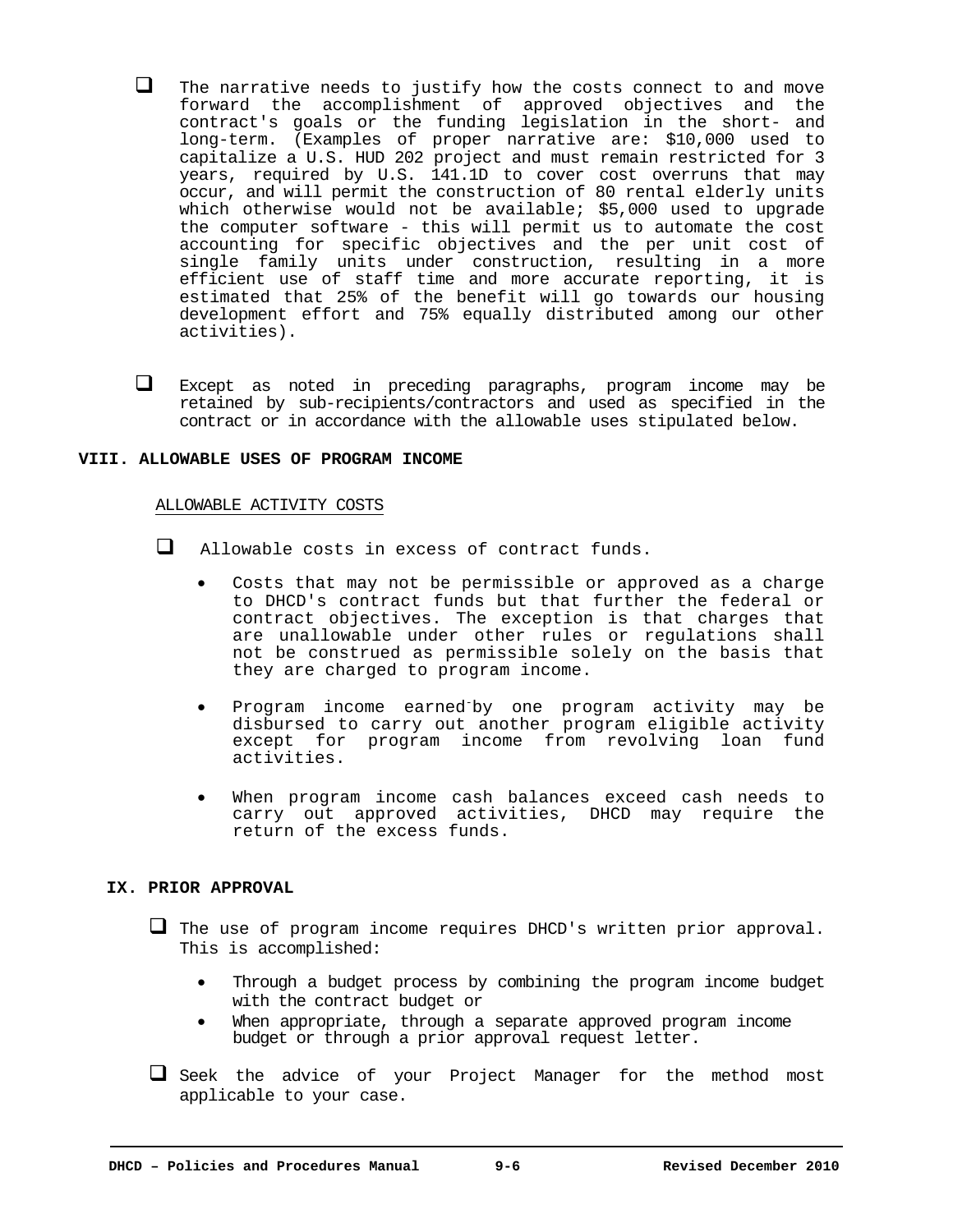- ☐ The narrative needs to justify how the costs connect to and move forward the accomplishment of approved objectives and the contract's goals or the funding legislation in the short- and long-term. (Examples of proper narrative are: $10,000 used to capitalize a U.S. HUD 202 project and must remain restricted for 3 years, required by U.S. 141.1D to cover cost overruns that may occur, and will permit the construction of 80 rental elderly units which otherwise would not be available; $5,000 used to upgrade the computer software - this will permit us to automate the cost accounting for specific objectives and the per unit cost of single family units under construction, resulting in a more efficient use of staff time and more accurate reporting, it is estimated that 25% of the benefit will go towards our housing development effort and 75% equally distributed among our other activities).

- ☐ Except as noted in preceding paragraphs, program income may be retained by sub-recipients/contractors and used as specified in the contract or in accordance with the allowable uses stipulated below.

## VIII. ALLOWABLE USES OF PROGRAM INCOME

ALLOWABLE ACTIVITY COSTS

- ☐ Allowable costs in excess of contract funds.
  - Costs that may not be permissible or approved as a charge to DHCD's contract funds but that further the federal or contract objectives. The exception is that charges that are unallowable under other rules or regulations shall not be construed as permissible solely on the basis that they are charged to program income.
  - Program income earned by one program activity may be disbursed to carry out another program eligible activity except for program income from revolving loan fund activities.
  - When program income cash balances exceed cash needs to carry out approved activities, DHCD may require the return of the excess funds.

## IX. PRIOR APPROVAL

- ☐ The use of program income requires DHCD's written prior approval. This is accomplished:
  - Through a budget process by combining the program income budget with the contract budget or
  - When appropriate, through a separate approved program income budget or through a prior approval request letter.

- ☐ Seek the advice of your Project Manager for the method most applicable to your case.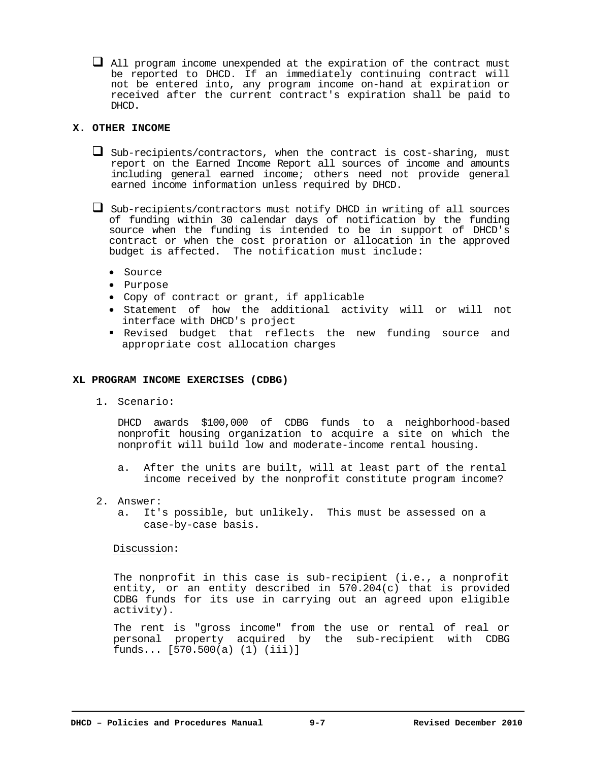- All program income unexpended at the expiration of the contract must be reported to DHCD. If an immediately continuing contract will not be entered into, any program income on-hand at expiration or received after the current contract's expiration shall be paid to DHCD.

## X. OTHER INCOME

- Sub-recipients/contractors, when the contract is cost-sharing, must report on the Earned Income Report all sources of income and amounts including general earned income; others need not provide general earned income information unless required by DHCD.

- Sub-recipients/contractors must notify DHCD in writing of all sources of funding within 30 calendar days of notification by the funding source when the funding is intended to be in support of DHCD's contract or when the cost proration or allocation in the approved budget is affected. The notification must include:

  - Source
  - Purpose
  - Copy of contract or grant, if applicable
  - Statement of how the additional activity will or will not interface with DHCD's project
  - Revised budget that reflects the new funding source and appropriate cost allocation charges

## XL PROGRAM INCOME EXERCISES (CDBG)

1. Scenario:

   DHCD awards $100,000 of CDBG funds to a neighborhood-based nonprofit housing organization to acquire a site on which the nonprofit will build low and moderate-income rental housing.

   a. After the units are built, will at least part of the rental income received by the nonprofit constitute program income?

2. Answer:
   a. It's possible, but unlikely. This must be assessed on a case-by-case basis.

   Discussion:

   The nonprofit in this case is sub-recipient (i.e., a nonprofit entity, or an entity described in 570.204(c) that is provided CDBG funds for its use in carrying out an agreed upon eligible activity).

   The rent is "gross income" from the use or rental of real or personal property acquired by the sub-recipient with CDBG funds... [570.500(a) (1) (iii)]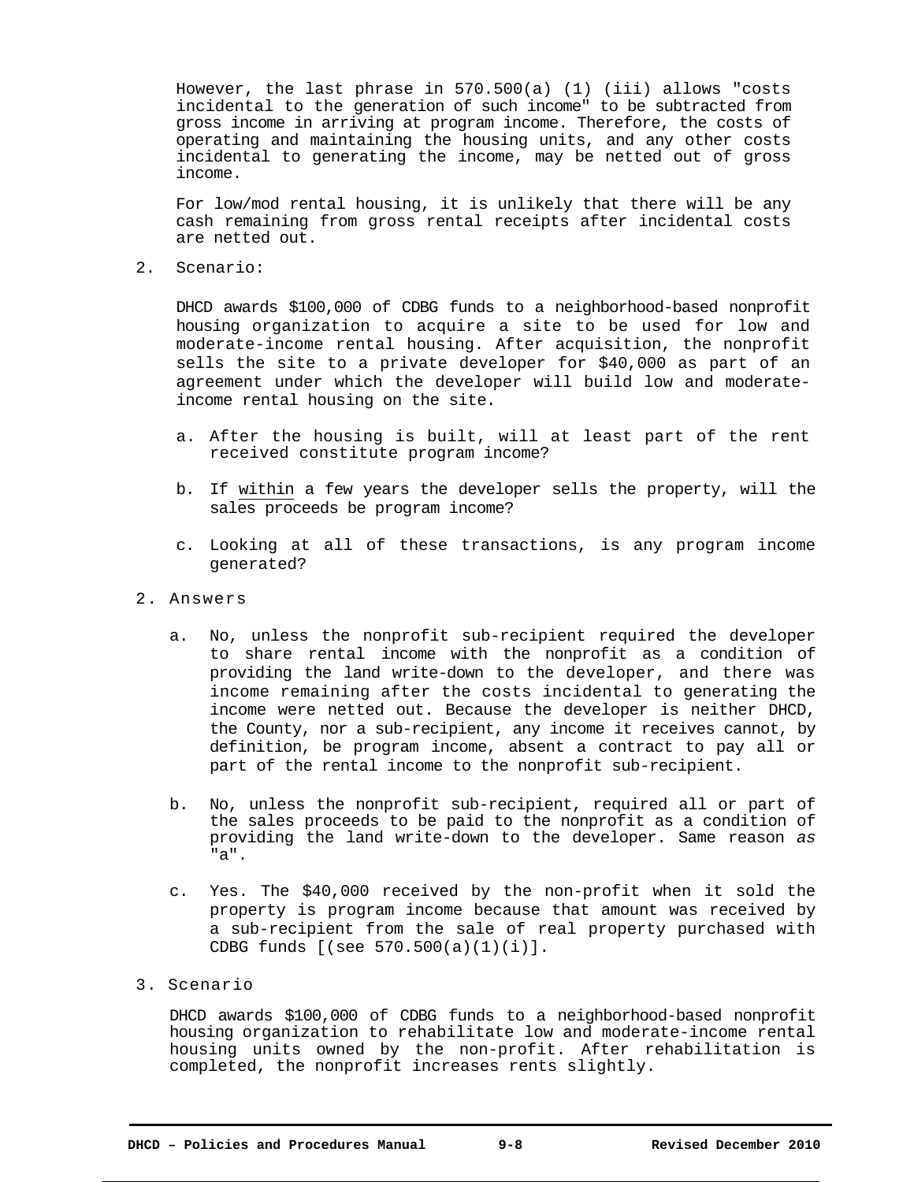However, the last phrase in 570.500(a) (1) (iii) allows "costs incidental to the generation of such income" to be subtracted from gross income in arriving at program income. Therefore, the costs of operating and maintaining the housing units, and any other costs incidental to generating the income, may be netted out of gross income.

For low/mod rental housing, it is unlikely that there will be any cash remaining from gross rental receipts after incidental costs are netted out.

2. Scenario:

   DHCD awards $100,000 of CDBG funds to a neighborhood-based nonprofit housing organization to acquire a site to be used for low and moderate-income rental housing. After acquisition, the nonprofit sells the site to a private developer for $40,000 as part of an agreement under which the developer will build low and moderate-income rental housing on the site.

   a. After the housing is built, will at least part of the rent received constitute program income?

   b. If within a few years the developer sells the property, will the sales proceeds be program income?

   c. Looking at all of these transactions, is any program income generated?

2. Answers

   a. No, unless the nonprofit sub-recipient required the developer to share rental income with the nonprofit as a condition of providing the land write-down to the developer, and there was income remaining after the costs incidental to generating the income were netted out. Because the developer is neither DHCD, the County, nor a sub-recipient, any income it receives cannot, by definition, be program income, absent a contract to pay all or part of the rental income to the nonprofit sub-recipient.

   b. No, unless the nonprofit sub-recipient, required all or part of the sales proceeds to be paid to the nonprofit as a condition of providing the land write-down to the developer. Same reason *as* "a".

   c. Yes. The $40,000 received by the non-profit when it sold the property is program income because that amount was received by a sub-recipient from the sale of real property purchased with CDBG funds [(see 570.500(a)(1)(i)].

3. Scenario

   DHCD awards $100,000 of CDBG funds to a neighborhood-based nonprofit housing organization to rehabilitate low and moderate-income rental housing units owned by the non-profit. After rehabilitation is completed, the nonprofit increases rents slightly.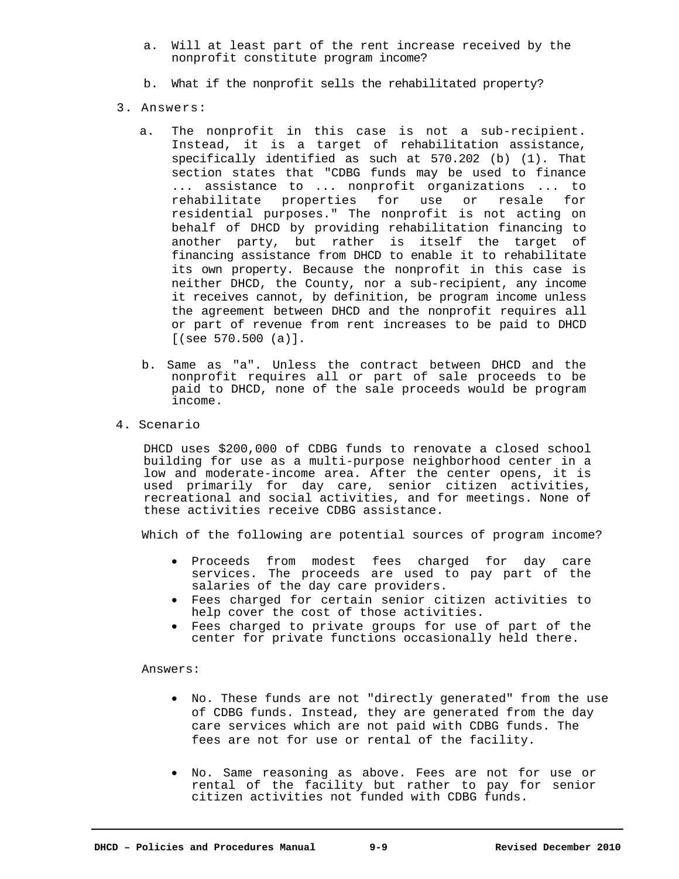a. Will at least part of the rent increase received by the nonprofit constitute program income?

b. What if the nonprofit sells the rehabilitated property?

3. Answers:

   a. The nonprofit in this case is not a sub-recipient. Instead, it is a target of rehabilitation assistance, specifically identified as such at 570.202 (b) (1). That section states that "CDBG funds may be used to finance ... assistance to ... nonprofit organizations ... to rehabilitate properties for use or resale for residential purposes." The nonprofit is not acting on behalf of DHCD by providing rehabilitation financing to another party, but rather is itself the target of financing assistance from DHCD to enable it to rehabilitate its own property. Because the nonprofit in this case is neither DHCD, the County, nor a sub-recipient, any income it receives cannot, by definition, be program income unless the agreement between DHCD and the nonprofit requires all or part of revenue from rent increases to be paid to DHCD [(see 570.500 (a)].

   b. Same as "a". Unless the contract between DHCD and the nonprofit requires all or part of sale proceeds to be paid to DHCD, none of the sale proceeds would be program income.

4. Scenario

   DHCD uses $200,000 of CDBG funds to renovate a closed school building for use as a multi-purpose neighborhood center in a low and moderate-income area. After the center opens, it is used primarily for day care, senior citizen activities, recreational and social activities, and for meetings. None of these activities receive CDBG assistance.

   Which of the following are potential sources of program income?

   - Proceeds from modest fees charged for day care services. The proceeds are used to pay part of the salaries of the day care providers.
   - Fees charged for certain senior citizen activities to help cover the cost of those activities.
   - Fees charged to private groups for use of part of the center for private functions occasionally held there.

   Answers:

   - No. These funds are not "directly generated" from the use of CDBG funds. Instead, they are generated from the day care services which are not paid with CDBG funds. The fees are not for use or rental of the facility.
   - No. Same reasoning as above. Fees are not for use or rental of the facility but rather to pay for senior citizen activities not funded with CDBG funds.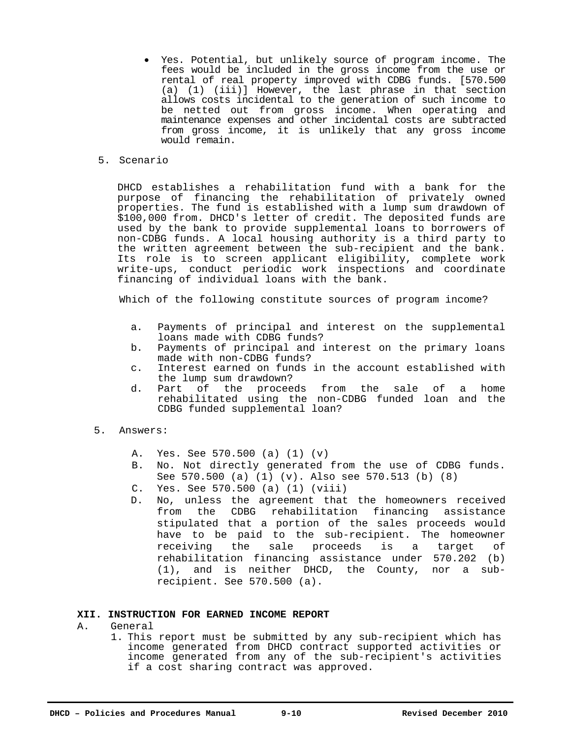- Yes. Potential, but unlikely source of program income. The fees would be included in the gross income from the use or rental of real property improved with CDBG funds. [570.500 (a) (1) (iii)] However, the last phrase in that section allows costs incidental to the generation of such income to be netted out from gross income. When operating and maintenance expenses and other incidental costs are subtracted from gross income, it is unlikely that any gross income would remain.

5. Scenario

DHCD establishes a rehabilitation fund with a bank for the purpose of financing the rehabilitation of privately owned properties. The fund is established with a lump sum drawdown of $100,000 from. DHCD's letter of credit. The deposited funds are used by the bank to provide supplemental loans to borrowers of non-CDBG funds. A local housing authority is a third party to the written agreement between the sub-recipient and the bank. Its role is to screen applicant eligibility, complete work write-ups, conduct periodic work inspections and coordinate financing of individual loans with the bank.

Which of the following constitute sources of program income?

a. Payments of principal and interest on the supplemental loans made with CDBG funds?
b. Payments of principal and interest on the primary loans made with non-CDBG funds?
c. Interest earned on funds in the account established with the lump sum drawdown?
d. Part of the proceeds from the sale of a home rehabilitated using the non-CDBG funded loan and the CDBG funded supplemental loan?

5. Answers:

A. Yes. See 570.500 (a) (1) (v)
B. No. Not directly generated from the use of CDBG funds. See 570.500 (a) (1) (v). Also see 570.513 (b) (8)
C. Yes. See 570.500 (a) (1) (viii)
D. No, unless the agreement that the homeowners received from the CDBG rehabilitation financing assistance stipulated that a portion of the sales proceeds would have to be paid to the sub-recipient. The homeowner receiving the sale proceeds is a target of rehabilitation financing assistance under 570.202 (b) (1), and is neither DHCD, the County, nor a sub-recipient. See 570.500 (a).

## XII. INSTRUCTION FOR EARNED INCOME REPORT

A. General

1. This report must be submitted by any sub-recipient which has income generated from DHCD contract supported activities or income generated from any of the sub-recipient's activities if a cost sharing contract was approved.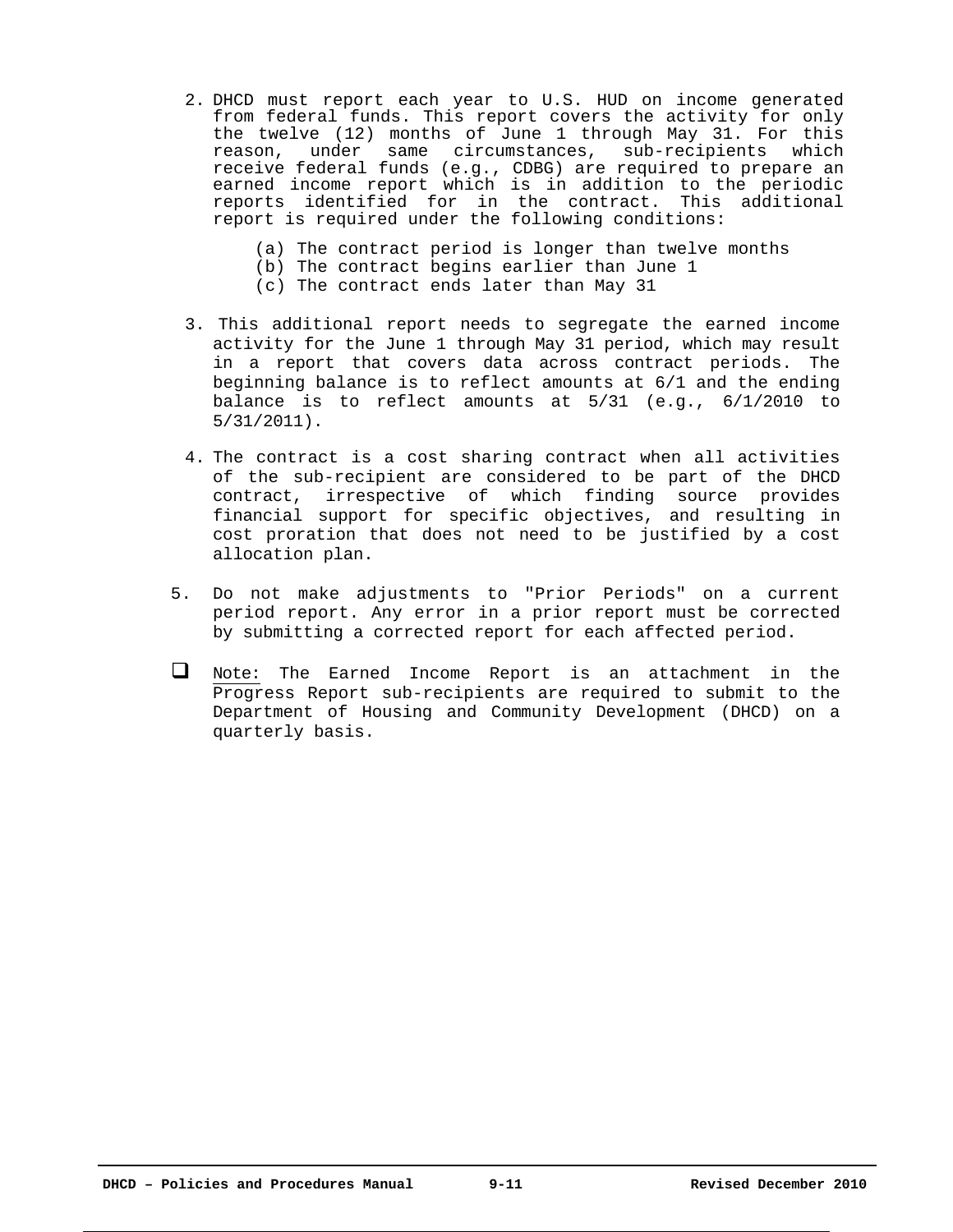2. DHCD must report each year to U.S. HUD on income generated from federal funds. This report covers the activity for only the twelve (12) months of June 1 through May 31. For this reason, under same circumstances, sub-recipients which receive federal funds (e.g., CDBG) are required to prepare an earned income report which is in addition to the periodic reports identified for in the contract. This additional report is required under the following conditions:

   (a) The contract period is longer than twelve months
   (b) The contract begins earlier than June 1
   (c) The contract ends later than May 31

3. This additional report needs to segregate the earned income activity for the June 1 through May 31 period, which may result in a report that covers data across contract periods. The beginning balance is to reflect amounts at 6/1 and the ending balance is to reflect amounts at 5/31 (e.g., 6/1/2010 to 5/31/2011).

4. The contract is a cost sharing contract when all activities of the sub-recipient are considered to be part of the DHCD contract, irrespective of which finding source provides financial support for specific objectives, and resulting in cost proration that does not need to be justified by a cost allocation plan.

5. Do not make adjustments to "Prior Periods" on a current period report. Any error in a prior report must be corrected by submitting a corrected report for each affected period.

- ❑ Note: The Earned Income Report is an attachment in the Progress Report sub-recipients are required to submit to the Department of Housing and Community Development (DHCD) on a quarterly basis.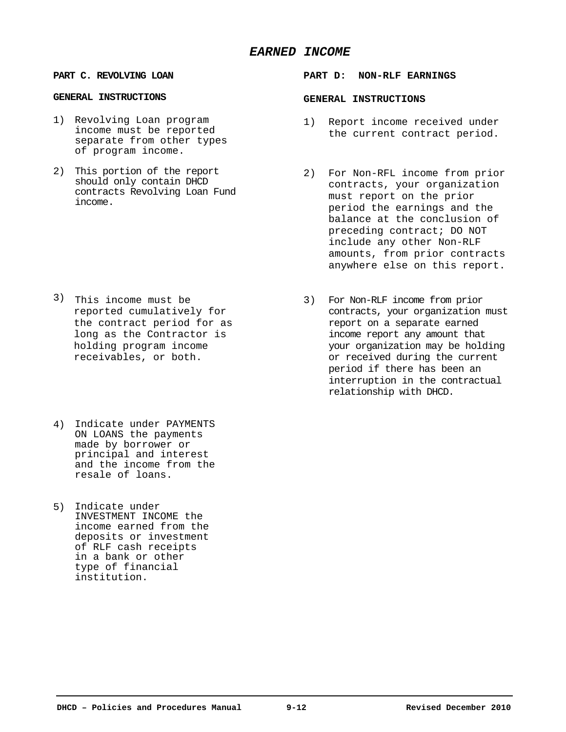# *EARNED INCOME*

## PART C. REVOLVING LOAN

### GENERAL INSTRUCTIONS

1) Revolving Loan program income must be reported separate from other types of program income.

2) This portion of the report should only contain DHCD contracts Revolving Loan Fund income.

3) This income must be reported cumulatively for the contract period for as long as the Contractor is holding program income receivables, or both.

4) Indicate under PAYMENTS ON LOANS the payments made by borrower or principal and interest and the income from the resale of loans.

5) Indicate under INVESTMENT INCOME the income earned from the deposits or investment of RLF cash receipts in a bank or other type of financial institution.

## PART D: NON-RLF EARNINGS

### GENERAL INSTRUCTIONS

1) Report income received under the current contract period.

2) For Non-RFL income from prior contracts, your organization must report on the prior period the earnings and the balance at the conclusion of preceding contract; DO NOT include any other Non-RLF amounts, from prior contracts anywhere else on this report.

3) For Non-RLF income from prior contracts, your organization must report on a separate earned income report any amount that your organization may be holding or received during the current period if there has been an interruption in the contractual relationship with DHCD.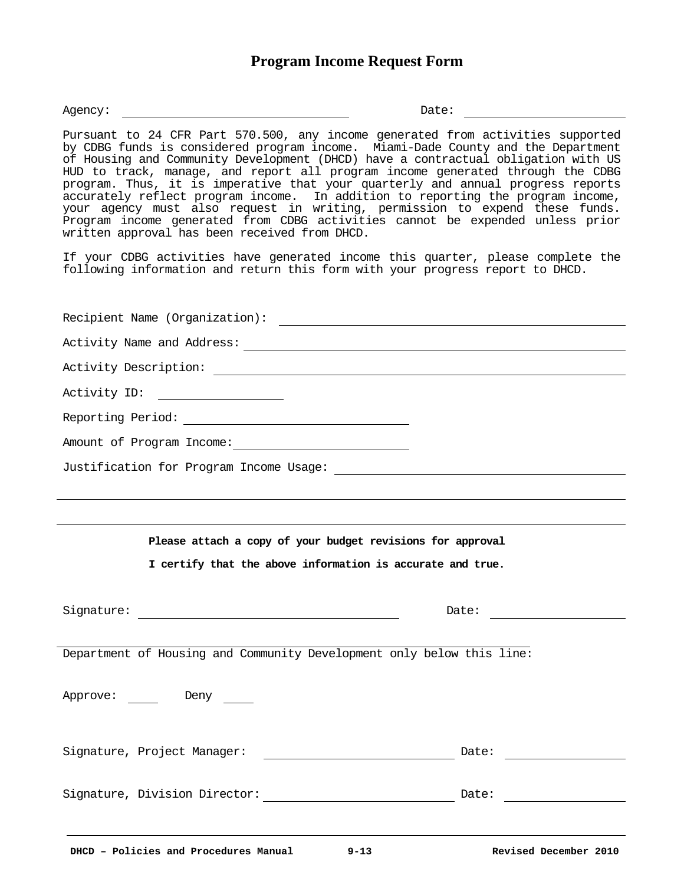# Program Income Request Form

Agency: ______________________________ Date: ____________________

Pursuant to 24 CFR Part 570.500, any income generated from activities supported by CDBG funds is considered program income. Miami-Dade County and the Department of Housing and Community Development (DHCD) have a contractual obligation with US HUD to track, manage, and report all program income generated through the CDBG program. Thus, it is imperative that your quarterly and annual progress reports accurately reflect program income. In addition to reporting the program income, your agency must also request in writing, permission to expend these funds. Program income generated from CDBG activities cannot be expended unless prior written approval has been received from DHCD.

If your CDBG activities have generated income this quarter, please complete the following information and return this form with your progress report to DHCD.

Recipient Name (Organization): ______________________________________________

Activity Name and Address: __________________________________________________

Activity Description: _______________________________________________________

Activity ID: ________________

Reporting Period: ______________________________

Amount of Program Income: ______________________

Justification for Program Income Usage: _____________________________________

______________________________________________________________________________

______________________________________________________________________________

**Please attach a copy of your budget revisions for approval**

**I certify that the above information is accurate and true.**

Signature: ___________________________________ Date: __________________

Department of Housing and Community Development only below this line:

Approve: ____ Deny ____

Signature, Project Manager: __________________________ Date: ________________

Signature, Division Director: __________________________ Date: ________________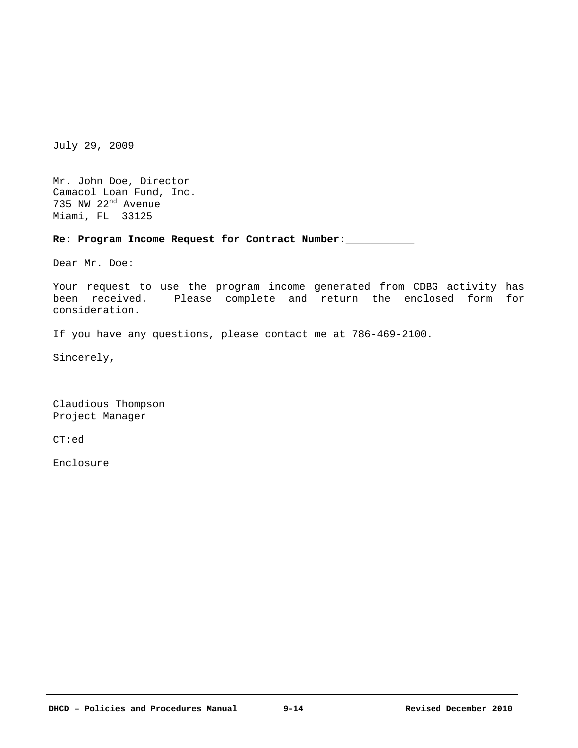July 29, 2009

Mr. John Doe, Director  
Camacol Loan Fund, Inc.  
735 NW 22nd Avenue  
Miami, FL  33125

**Re: Program Income Request for Contract Number:___________**

Dear Mr. Doe:

Your request to use the program income generated from CDBG activity has been received.  Please complete and return the enclosed form for consideration.

If you have any questions, please contact me at 786-469-2100.

Sincerely,

Claudious Thompson  
Project Manager

CT:ed

Enclosure